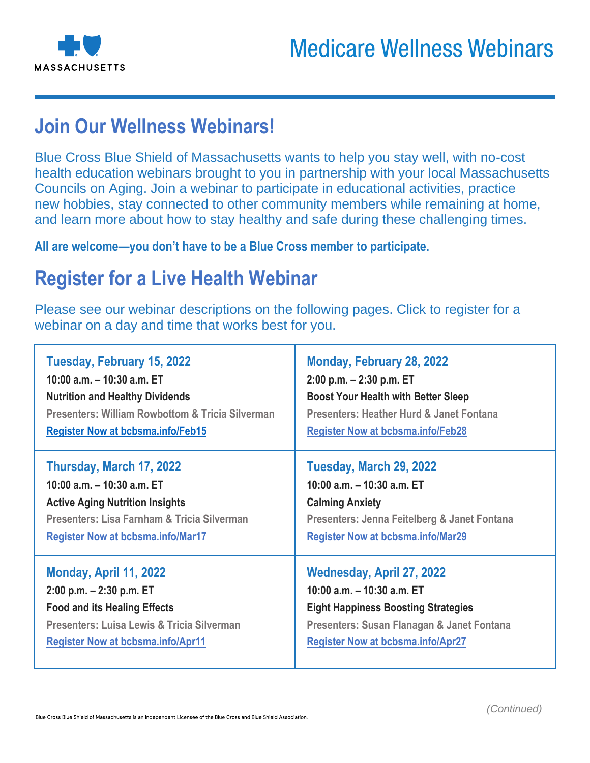MASSACHUSETTS

# Medicare Wellness Webinars

## Join Our Wellness Webinars!

Blue Cross Blue Shield of Massachusetts wants to help you stay well, with no-cost health education webinars brought to you in partnership with your local Massachusetts Councils on Aging. Join a webinar to participate in educational activities, practice new hobbies, stay connected to other community members while remaining at home, and learn more about how to stay healthy and safe during these challenging times.

**All are welcome—you don't have to be a Blue Cross member to participate.**

## Register for a Live Health Webinar

Please see our webinar descriptions on the following pages. Click to register for a webinar on a day and time that works best for you.

| | |
|---|---|
| **Tuesday, February 15, 2022**<br>**10:00 a.m. – 10:30 a.m. ET**<br>**Nutrition and Healthy Dividends**<br>Presenters: William Rowbottom & Tricia Silverman<br>Register Now at bcbsma.info/Feb15 | **Monday, February 28, 2022**<br>**2:00 p.m. – 2:30 p.m. ET**<br>**Boost Your Health with Better Sleep**<br>Presenters: Heather Hurd & Janet Fontana<br>Register Now at bcbsma.info/Feb28 |
| **Thursday, March 17, 2022**<br>**10:00 a.m. – 10:30 a.m. ET**<br>**Active Aging Nutrition Insights**<br>Presenters: Lisa Farnham & Tricia Silverman<br>Register Now at bcbsma.info/Mar17 | **Tuesday, March 29, 2022**<br>**10:00 a.m. – 10:30 a.m. ET**<br>**Calming Anxiety**<br>Presenters: Jenna Feitelberg & Janet Fontana<br>Register Now at bcbsma.info/Mar29 |
| **Monday, April 11, 2022**<br>**2:00 p.m. – 2:30 p.m. ET**<br>**Food and its Healing Effects**<br>Presenters: Luisa Lewis & Tricia Silverman<br>Register Now at bcbsma.info/Apr11 | **Wednesday, April 27, 2022**<br>**10:00 a.m. – 10:30 a.m. ET**<br>**Eight Happiness Boosting Strategies**<br>Presenters: Susan Flanagan & Janet Fontana<br>Register Now at bcbsma.info/Apr27 |

*(Continued)*

Blue Cross Blue Shield of Massachusetts is an Independent Licensee of the Blue Cross and Blue Shield Association.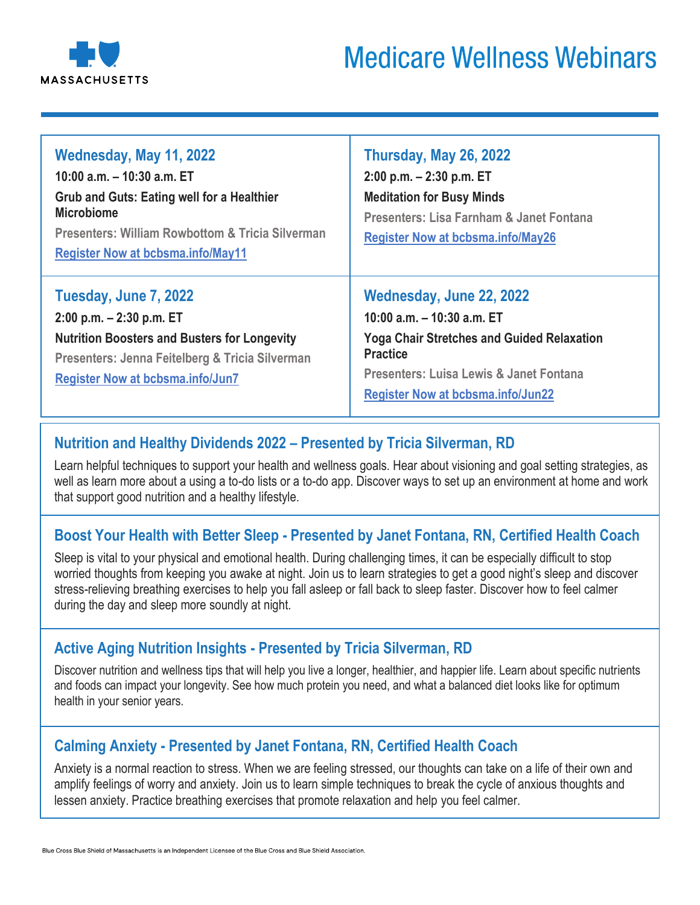MASSACHUSETTS

# Medicare Wellness Webinars

### Wednesday, May 11, 2022

**10:00 a.m. – 10:30 a.m. ET**

**Grub and Guts: Eating well for a Healthier Microbiome**

**Presenters: William Rowbottom & Tricia Silverman**

**Register Now at bcbsma.info/May11**

### Thursday, May 26, 2022

**2:00 p.m. – 2:30 p.m. ET**

**Meditation for Busy Minds**

**Presenters: Lisa Farnham & Janet Fontana**

**Register Now at bcbsma.info/May26**

### Tuesday, June 7, 2022

**2:00 p.m. – 2:30 p.m. ET**

**Nutrition Boosters and Busters for Longevity**

**Presenters: Jenna Feitelberg & Tricia Silverman**

**Register Now at bcbsma.info/Jun7**

### Wednesday, June 22, 2022

**10:00 a.m. – 10:30 a.m. ET**

**Yoga Chair Stretches and Guided Relaxation Practice**

**Presenters: Luisa Lewis & Janet Fontana**

**Register Now at bcbsma.info/Jun22**

## Nutrition and Healthy Dividends 2022 – Presented by Tricia Silverman, RD

Learn helpful techniques to support your health and wellness goals. Hear about visioning and goal setting strategies, as well as learn more about a using a to-do lists or a to-do app. Discover ways to set up an environment at home and work that support good nutrition and a healthy lifestyle.

## Boost Your Health with Better Sleep - Presented by Janet Fontana, RN, Certified Health Coach

Sleep is vital to your physical and emotional health. During challenging times, it can be especially difficult to stop worried thoughts from keeping you awake at night. Join us to learn strategies to get a good night's sleep and discover stress-relieving breathing exercises to help you fall asleep or fall back to sleep faster. Discover how to feel calmer during the day and sleep more soundly at night.

## Active Aging Nutrition Insights - Presented by Tricia Silverman, RD

Discover nutrition and wellness tips that will help you live a longer, healthier, and happier life. Learn about specific nutrients and foods can impact your longevity. See how much protein you need, and what a balanced diet looks like for optimum health in your senior years.

## Calming Anxiety - Presented by Janet Fontana, RN, Certified Health Coach

Anxiety is a normal reaction to stress. When we are feeling stressed, our thoughts can take on a life of their own and amplify feelings of worry and anxiety. Join us to learn simple techniques to break the cycle of anxious thoughts and lessen anxiety. Practice breathing exercises that promote relaxation and help you feel calmer.

Blue Cross Blue Shield of Massachusetts is an Independent Licensee of the Blue Cross and Blue Shield Association.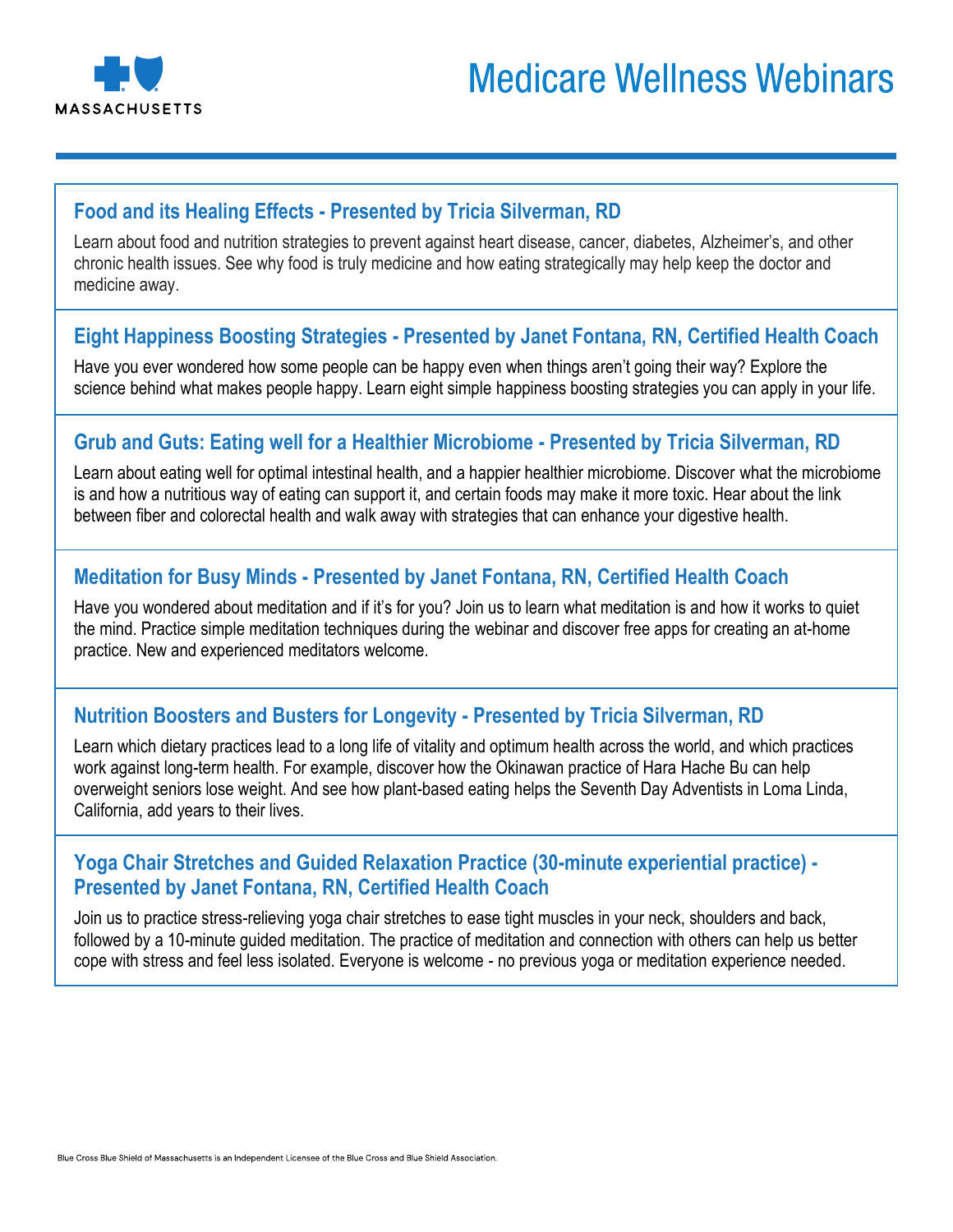MASSACHUSETTS

# Medicare Wellness Webinars

### Food and its Healing Effects - Presented by Tricia Silverman, RD

Learn about food and nutrition strategies to prevent against heart disease, cancer, diabetes, Alzheimer's, and other chronic health issues. See why food is truly medicine and how eating strategically may help keep the doctor and medicine away.

### Eight Happiness Boosting Strategies - Presented by Janet Fontana, RN, Certified Health Coach

Have you ever wondered how some people can be happy even when things aren't going their way? Explore the science behind what makes people happy. Learn eight simple happiness boosting strategies you can apply in your life.

### Grub and Guts: Eating well for a Healthier Microbiome - Presented by Tricia Silverman, RD

Learn about eating well for optimal intestinal health, and a happier healthier microbiome. Discover what the microbiome is and how a nutritious way of eating can support it, and certain foods may make it more toxic. Hear about the link between fiber and colorectal health and walk away with strategies that can enhance your digestive health.

### Meditation for Busy Minds - Presented by Janet Fontana, RN, Certified Health Coach

Have you wondered about meditation and if it's for you? Join us to learn what meditation is and how it works to quiet the mind. Practice simple meditation techniques during the webinar and discover free apps for creating an at-home practice. New and experienced meditators welcome.

### Nutrition Boosters and Busters for Longevity - Presented by Tricia Silverman, RD

Learn which dietary practices lead to a long life of vitality and optimum health across the world, and which practices work against long-term health. For example, discover how the Okinawan practice of Hara Hache Bu can help overweight seniors lose weight. And see how plant-based eating helps the Seventh Day Adventists in Loma Linda, California, add years to their lives.

### Yoga Chair Stretches and Guided Relaxation Practice (30-minute experiential practice) - Presented by Janet Fontana, RN, Certified Health Coach

Join us to practice stress-relieving yoga chair stretches to ease tight muscles in your neck, shoulders and back, followed by a 10-minute guided meditation. The practice of meditation and connection with others can help us better cope with stress and feel less isolated. Everyone is welcome - no previous yoga or meditation experience needed.

Blue Cross Blue Shield of Massachusetts is an Independent Licensee of the Blue Cross and Blue Shield Association.